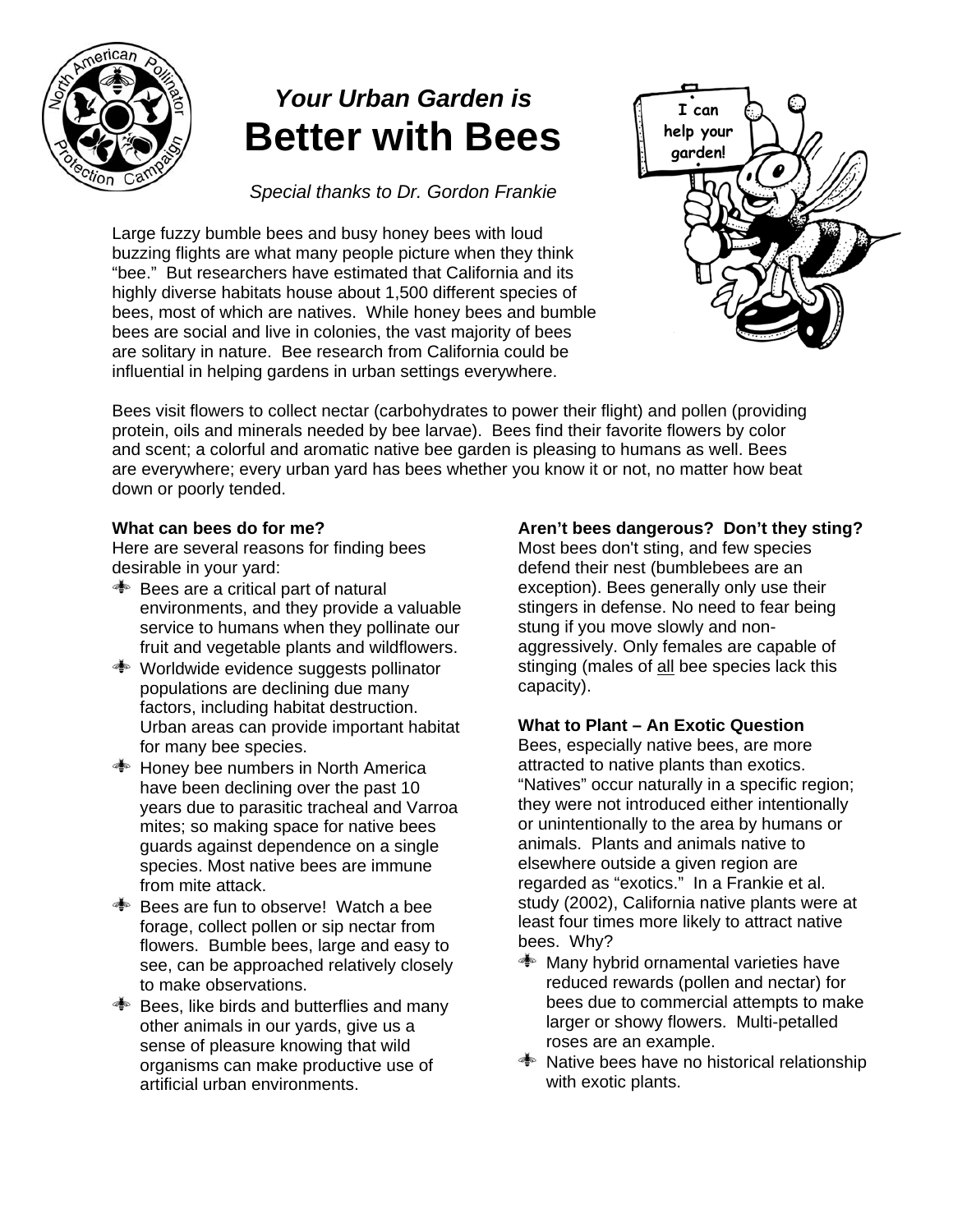# *Your Urban Garden is* Better with Bees

*Special thanks to Dr. Gordon Frankie*

Large fuzzy bumble bees and busy honey bees with loud buzzing flights are what many people picture when they think "bee." But researchers have estimated that California and its highly diverse habitats house about 1,500 different species of bees, most of which are natives. While honey bees and bumble bees are social and live in colonies, the vast majority of bees are solitary in nature. Bee research from California could be influential in helping gardens in urban settings everywhere.

Bees visit flowers to collect nectar (carbohydrates to power their flight) and pollen (providing protein, oils and minerals needed by bee larvae). Bees find their favorite flowers by color and scent; a colorful and aromatic native bee garden is pleasing to humans as well. Bees are everywhere; every urban yard has bees whether you know it or not, no matter how beat down or poorly tended.

**What can bees do for me?**
Here are several reasons for finding bees desirable in your yard:

- Bees are a critical part of natural environments, and they provide a valuable service to humans when they pollinate our fruit and vegetable plants and wildflowers.
- Worldwide evidence suggests pollinator populations are declining due many factors, including habitat destruction. Urban areas can provide important habitat for many bee species.
- Honey bee numbers in North America have been declining over the past 10 years due to parasitic tracheal and Varroa mites; so making space for native bees guards against dependence on a single species. Most native bees are immune from mite attack.
- Bees are fun to observe! Watch a bee forage, collect pollen or sip nectar from flowers. Bumble bees, large and easy to see, can be approached relatively closely to make observations.
- Bees, like birds and butterflies and many other animals in our yards, give us a sense of pleasure knowing that wild organisms can make productive use of artificial urban environments.

**Aren't bees dangerous? Don't they sting?**
Most bees don't sting, and few species defend their nest (bumblebees are an exception). Bees generally only use their stingers in defense. No need to fear being stung if you move slowly and non-aggressively. Only females are capable of stinging (males of all bee species lack this capacity).

**What to Plant – An Exotic Question**
Bees, especially native bees, are more attracted to native plants than exotics. "Natives" occur naturally in a specific region; they were not introduced either intentionally or unintentionally to the area by humans or animals. Plants and animals native to elsewhere outside a given region are regarded as "exotics." In a Frankie et al. study (2002), California native plants were at least four times more likely to attract native bees. Why?

- Many hybrid ornamental varieties have reduced rewards (pollen and nectar) for bees due to commercial attempts to make larger or showy flowers. Multi-petalled roses are an example.
- Native bees have no historical relationship with exotic plants.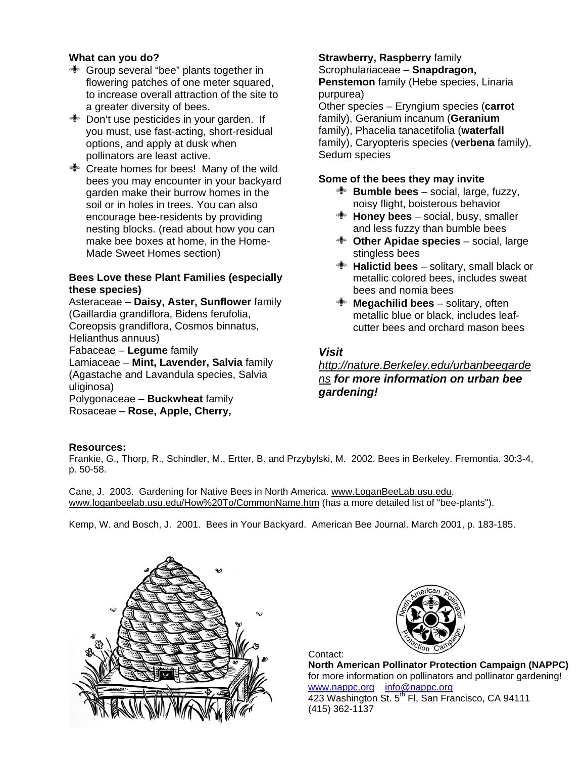### What can you do?

- Group several "bee" plants together in flowering patches of one meter squared, to increase overall attraction of the site to a greater diversity of bees.
- Don't use pesticides in your garden. If you must, use fast-acting, short-residual options, and apply at dusk when pollinators are least active.
- Create homes for bees! Many of the wild bees you may encounter in your backyard garden make their burrow homes in the soil or in holes in trees. You can also encourage bee-residents by providing nesting blocks. (read about how you can make bee boxes at home, in the Home-Made Sweet Homes section)

### Bees Love these Plant Families (especially these species)

Asteraceae – **Daisy, Aster, Sunflower** family (Gaillardia grandiflora, Bidens ferufolia, Coreopsis grandiflora, Cosmos binnatus, Helianthus annuus)
Fabaceae – **Legume** family
Lamiaceae – **Mint, Lavender, Salvia** family (Agastache and Lavandula species, Salvia uliginosa)
Polygonaceae – **Buckwheat** family
Rosaceae – **Rose, Apple, Cherry, Strawberry, Raspberry** family
Scrophulariaceae – **Snapdragon, Penstemon** family (Hebe species, Linaria purpurea)
Other species – Eryngium species (**carrot** family), Geranium incanum (**Geranium** family), Phacelia tanacetifolia (**waterfall** family), Caryopteris species (**verbena** family), Sedum species

### Some of the bees they may invite

- **Bumble bees** – social, large, fuzzy, noisy flight, boisterous behavior
- **Honey bees** – social, busy, smaller and less fuzzy than bumble bees
- **Other Apidae species** – social, large stingless bees
- **Halictid bees** – solitary, small black or metallic colored bees, includes sweat bees and nomia bees
- **Megachilid bees** – solitary, often metallic blue or black, includes leaf-cutter bees and orchard mason bees

***Visit*** *http://nature.Berkeley.edu/urbanbeegardens* ***for more information on urban bee gardening!***

### Resources:

Frankie, G., Thorp, R., Schindler, M., Ertter, B. and Przybylski, M. 2002. Bees in Berkeley. Fremontia. 30:3-4, p. 50-58.

Cane, J. 2003. Gardening for Native Bees in North America. www.LoganBeeLab.usu.edu, www.loganbeelab.usu.edu/How%20To/CommonName.htm (has a more detailed list of "bee-plants").

Kemp, W. and Bosch, J. 2001. Bees in Your Backyard. American Bee Journal. March 2001, p. 183-185.

Contact:
**North American Pollinator Protection Campaign (NAPPC)** for more information on pollinators and pollinator gardening!
www.nappc.org info@nappc.org
423 Washington St. 5th Fl, San Francisco, CA 94111
(415) 362-1137